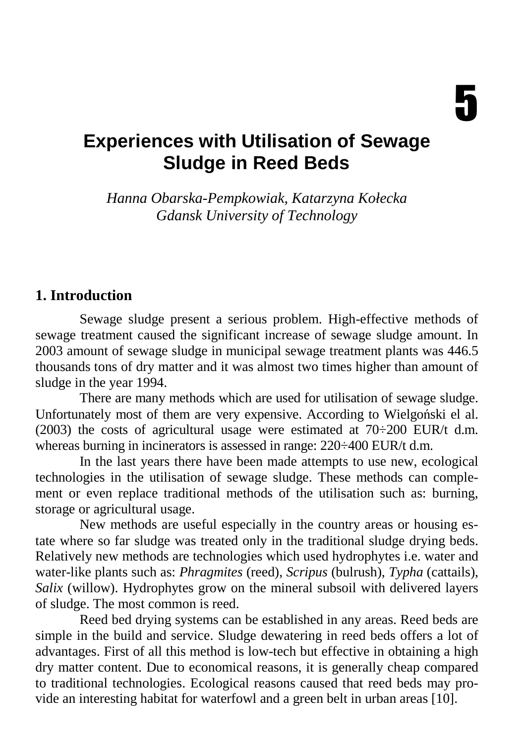# 5

# Experiences with Utilisation of Sewage Sludge in Reed Beds

*Hanna Obarska-Pempkowiak, Katarzyna Kołecka*
*Gdansk University of Technology*

## 1. Introduction

Sewage sludge present a serious problem. High-effective methods of sewage treatment caused the significant increase of sewage sludge amount. In 2003 amount of sewage sludge in municipal sewage treatment plants was 446.5 thousands tons of dry matter and it was almost two times higher than amount of sludge in the year 1994.

There are many methods which are used for utilisation of sewage sludge. Unfortunately most of them are very expensive. According to Wielgoński el al. (2003) the costs of agricultural usage were estimated at 70÷200 EUR/t d.m. whereas burning in incinerators is assessed in range: 220÷400 EUR/t d.m.

In the last years there have been made attempts to use new, ecological technologies in the utilisation of sewage sludge. These methods can complement or even replace traditional methods of the utilisation such as: burning, storage or agricultural usage.

New methods are useful especially in the country areas or housing estate where so far sludge was treated only in the traditional sludge drying beds. Relatively new methods are technologies which used hydrophytes i.e. water and water-like plants such as: *Phragmites* (reed), *Scripus* (bulrush), *Typha* (cattails), *Salix* (willow). Hydrophytes grow on the mineral subsoil with delivered layers of sludge. The most common is reed.

Reed bed drying systems can be established in any areas. Reed beds are simple in the build and service. Sludge dewatering in reed beds offers a lot of advantages. First of all this method is low-tech but effective in obtaining a high dry matter content. Due to economical reasons, it is generally cheap compared to traditional technologies. Ecological reasons caused that reed beds may provide an interesting habitat for waterfowl and a green belt in urban areas [10].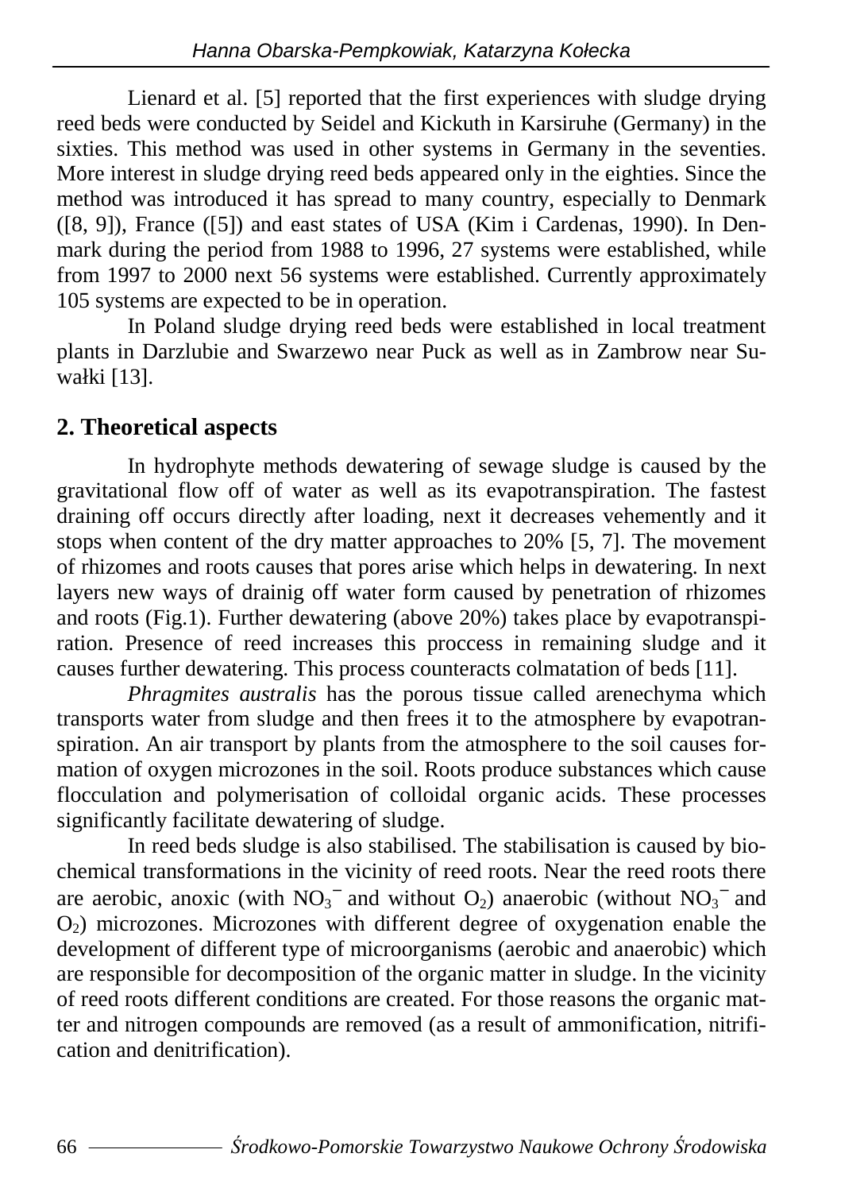Lienard et al. [5] reported that the first experiences with sludge drying reed beds were conducted by Seidel and Kickuth in Karsiruhe (Germany) in the sixties. This method was used in other systems in Germany in the seventies. More interest in sludge drying reed beds appeared only in the eighties. Since the method was introduced it has spread to many country, especially to Denmark ([8, 9]), France ([5]) and east states of USA (Kim i Cardenas, 1990). In Denmark during the period from 1988 to 1996, 27 systems were established, while from 1997 to 2000 next 56 systems were established. Currently approximately 105 systems are expected to be in operation.

In Poland sludge drying reed beds were established in local treatment plants in Darzlubie and Swarzewo near Puck as well as in Zambrow near Suwałki [13].

## 2. Theoretical aspects

In hydrophyte methods dewatering of sewage sludge is caused by the gravitational flow off of water as well as its evapotranspiration. The fastest draining off occurs directly after loading, next it decreases vehemently and it stops when content of the dry matter approaches to 20% [5, 7]. The movement of rhizomes and roots causes that pores arise which helps in dewatering. In next layers new ways of drainig off water form caused by penetration of rhizomes and roots (Fig.1). Further dewatering (above 20%) takes place by evapotranspiration. Presence of reed increases this proccess in remaining sludge and it causes further dewatering. This process counteracts colmatation of beds [11].

*Phragmites australis* has the porous tissue called arenechyma which transports water from sludge and then frees it to the atmosphere by evapotranspiration. An air transport by plants from the atmosphere to the soil causes formation of oxygen microzones in the soil. Roots produce substances which cause flocculation and polymerisation of colloidal organic acids. These processes significantly facilitate dewatering of sludge.

In reed beds sludge is also stabilised. The stabilisation is caused by biochemical transformations in the vicinity of reed roots. Near the reed roots there are aerobic, anoxic (with $NO_3^-$ and without $O_2$) anaerobic (without $NO_3^-$ and $O_2$) microzones. Microzones with different degree of oxygenation enable the development of different type of microorganisms (aerobic and anaerobic) which are responsible for decomposition of the organic matter in sludge. In the vicinity of reed roots different conditions are created. For those reasons the organic matter and nitrogen compounds are removed (as a result of ammonification, nitrification and denitrification).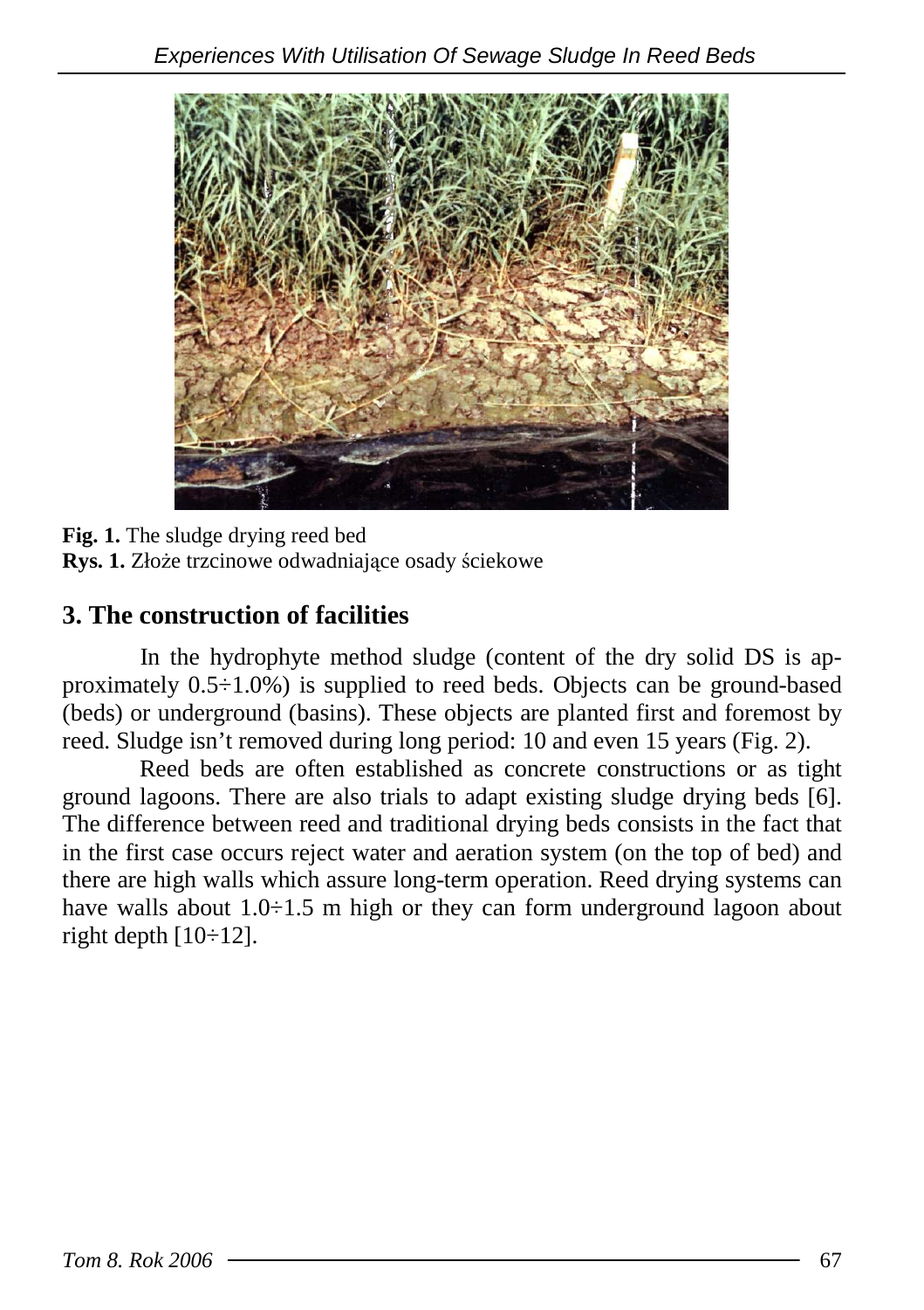**Fig. 1.** The sludge drying reed bed
**Rys. 1.** Złoże trzcinowe odwadniające osady ściekowe

## 3. The construction of facilities

In the hydrophyte method sludge (content of the dry solid DS is approximately 0.5÷1.0%) is supplied to reed beds. Objects can be ground-based (beds) or underground (basins). These objects are planted first and foremost by reed. Sludge isn't removed during long period: 10 and even 15 years (Fig. 2).

Reed beds are often established as concrete constructions or as tight ground lagoons. There are also trials to adapt existing sludge drying beds [6]. The difference between reed and traditional drying beds consists in the fact that in the first case occurs reject water and aeration system (on the top of bed) and there are high walls which assure long-term operation. Reed drying systems can have walls about 1.0÷1.5 m high or they can form underground lagoon about right depth [10÷12].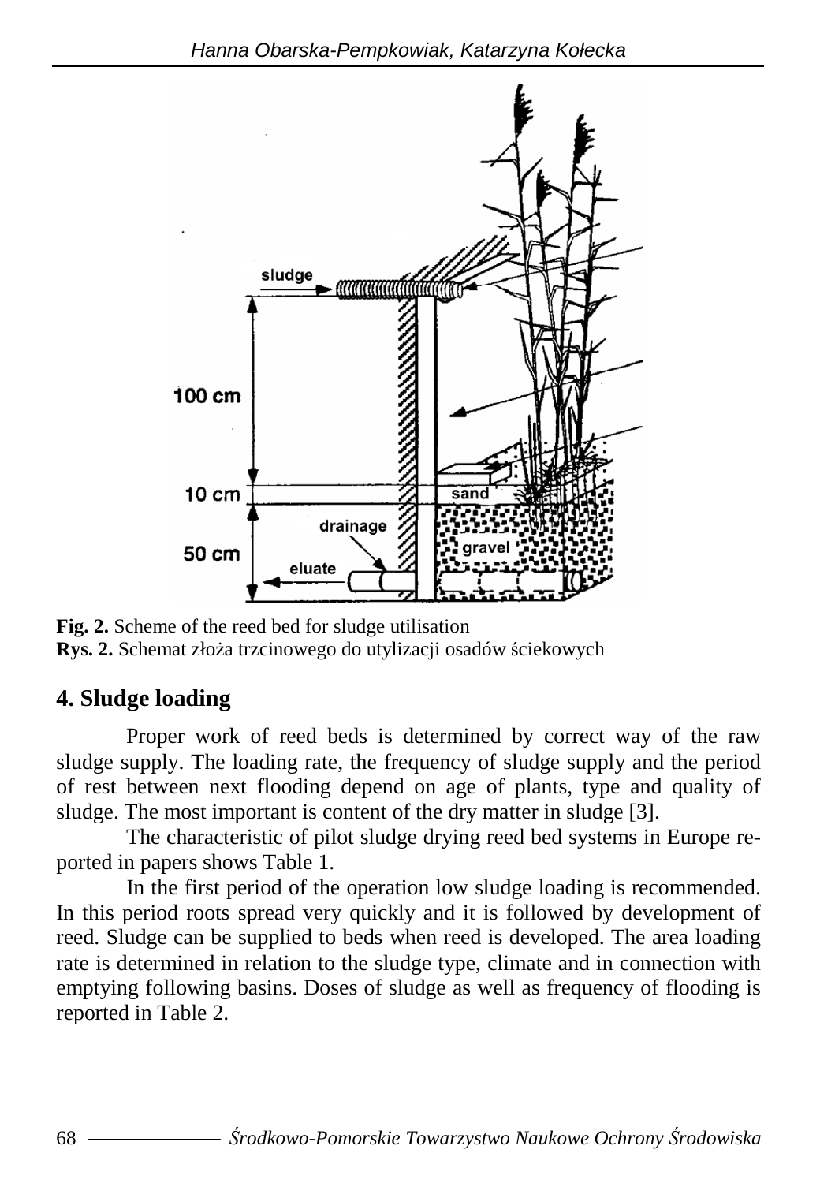**Fig. 2.** Scheme of the reed bed for sludge utilisation
**Rys. 2.** Schemat złoża trzcinowego do utylizacji osadów ściekowych

## 4. Sludge loading

Proper work of reed beds is determined by correct way of the raw sludge supply. The loading rate, the frequency of sludge supply and the period of rest between next flooding depend on age of plants, type and quality of sludge. The most important is content of the dry matter in sludge [3].

The characteristic of pilot sludge drying reed bed systems in Europe reported in papers shows Table 1.

In the first period of the operation low sludge loading is recommended. In this period roots spread very quickly and it is followed by development of reed. Sludge can be supplied to beds when reed is developed. The area loading rate is determined in relation to the sludge type, climate and in connection with emptying following basins. Doses of sludge as well as frequency of flooding is reported in Table 2.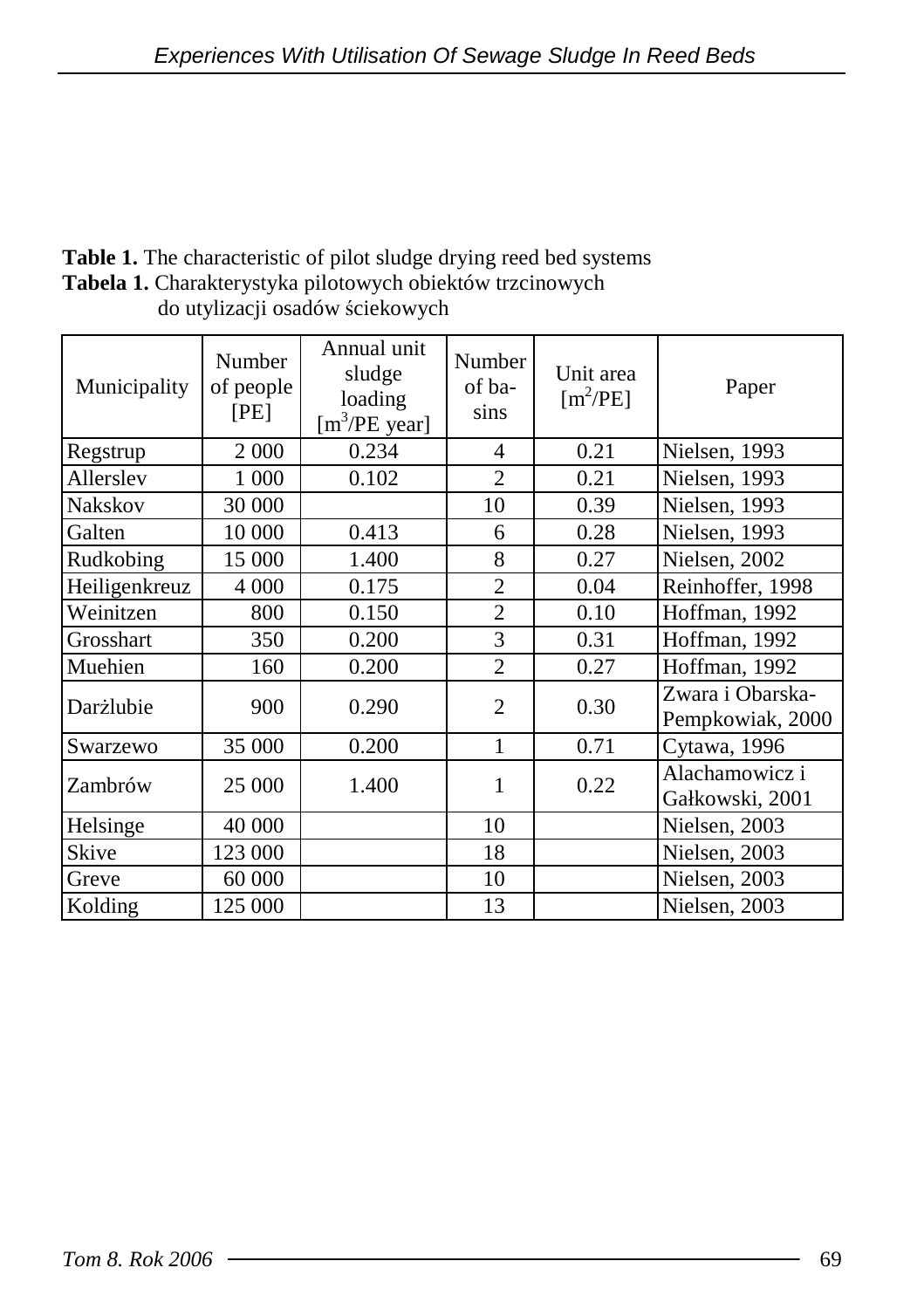**Table 1.** The characteristic of pilot sludge drying reed bed systems
**Tabela 1.** Charakterystyka pilotowych obiektów trzcinowych do utylizacji osadów ściekowych

| Municipality | Number of people [PE] | Annual unit sludge loading [$m^3$/PE year] | Number of basins | Unit area [$m^2$/PE] | Paper |
|---|---|---|---|---|---|
| Regstrup | 2 000 | 0.234 | 4 | 0.21 | Nielsen, 1993 |
| Allerslev | 1 000 | 0.102 | 2 | 0.21 | Nielsen, 1993 |
| Nakskov | 30 000 | | 10 | 0.39 | Nielsen, 1993 |
| Galten | 10 000 | 0.413 | 6 | 0.28 | Nielsen, 1993 |
| Rudkobing | 15 000 | 1.400 | 8 | 0.27 | Nielsen, 2002 |
| Heiligenkreuz | 4 000 | 0.175 | 2 | 0.04 | Reinhoffer, 1998 |
| Weinitzen | 800 | 0.150 | 2 | 0.10 | Hoffman, 1992 |
| Grosshart | 350 | 0.200 | 3 | 0.31 | Hoffman, 1992 |
| Muehien | 160 | 0.200 | 2 | 0.27 | Hoffman, 1992 |
| Darżlubie | 900 | 0.290 | 2 | 0.30 | Zwara i Obarska-Pempkowiak, 2000 |
| Swarzewo | 35 000 | 0.200 | 1 | 0.71 | Cytawa, 1996 |
| Zambrów | 25 000 | 1.400 | 1 | 0.22 | Alachamowicz i Gałkowski, 2001 |
| Helsinge | 40 000 | | 10 | | Nielsen, 2003 |
| Skive | 123 000 | | 18 | | Nielsen, 2003 |
| Greve | 60 000 | | 10 | | Nielsen, 2003 |
| Kolding | 125 000 | | 13 | | Nielsen, 2003 |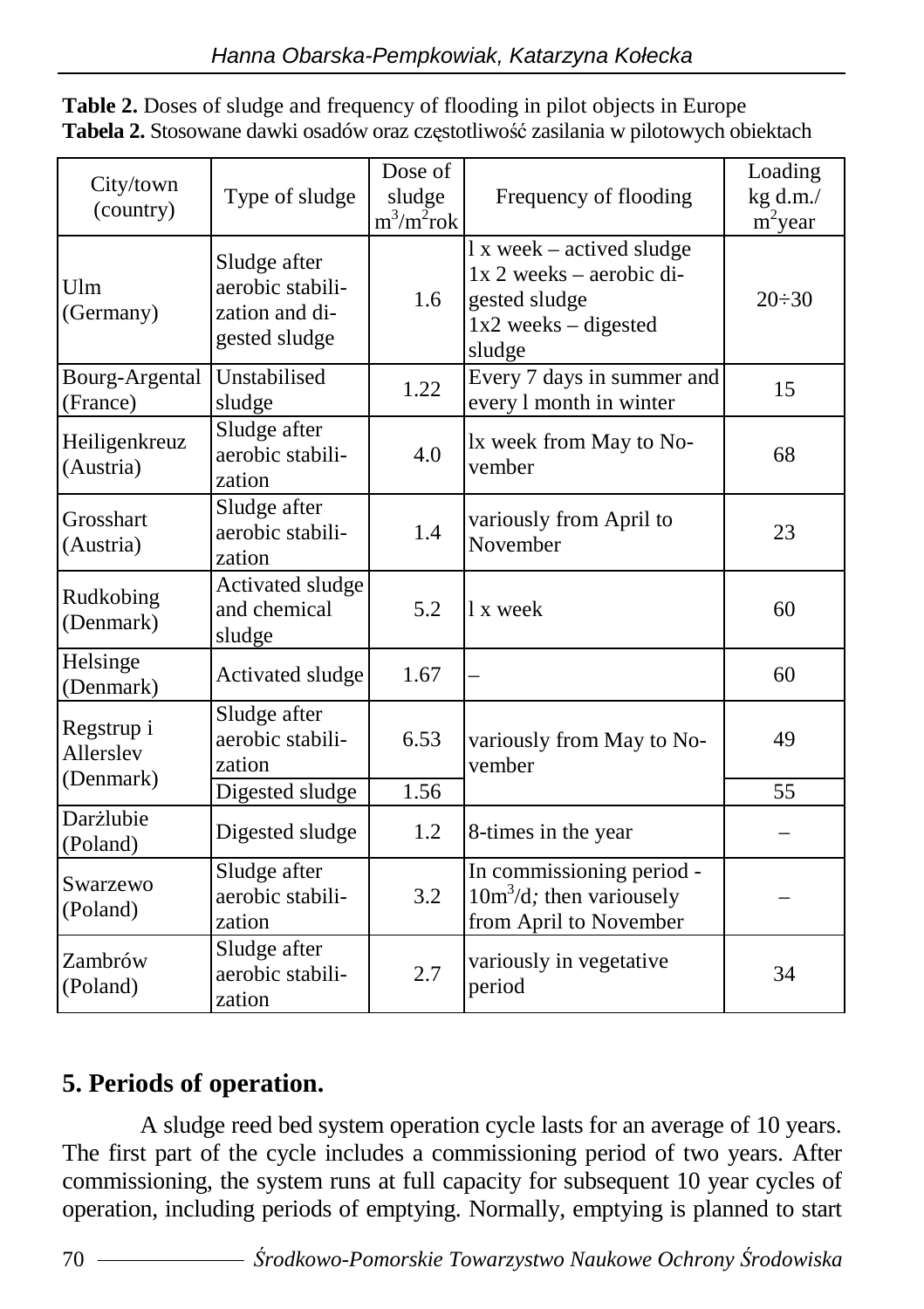**Table 2.** Doses of sludge and frequency of flooding in pilot objects in Europe
**Tabela 2.** Stosowane dawki osadów oraz częstotliwość zasilania w pilotowych obiektach

| City/town (country) | Type of sludge | Dose of sludge $m^3/m^2$rok | Frequency of flooding | Loading kg d.m./ $m^2$year |
|---|---|---|---|---|
| Ulm (Germany) | Sludge after aerobic stabilization and digested sludge | 1.6 | l x week – actived sludge 1x 2 weeks – aerobic digested sludge 1x2 weeks – digested sludge | 20÷30 |
| Bourg-Argental (France) | Unstabilised sludge | 1.22 | Every 7 days in summer and every l month in winter | 15 |
| Heiligenkreuz (Austria) | Sludge after aerobic stabilization | 4.0 | lx week from May to November | 68 |
| Grosshart (Austria) | Sludge after aerobic stabilization | 1.4 | variously from April to November | 23 |
| Rudkobing (Denmark) | Activated sludge and chemical sludge | 5.2 | l x week | 60 |
| Helsinge (Denmark) | Activated sludge | 1.67 | – | 60 |
| Regstrup i Allerslev (Denmark) | Sludge after aerobic stabilization | 6.53 | variously from May to November | 49 |
| | Digested sludge | 1.56 | | 55 |
| Darżlubie (Poland) | Digested sludge | 1.2 | 8-times in the year | – |
| Swarzewo (Poland) | Sludge after aerobic stabilization | 3.2 | In commissioning period - $10m^3/d$; then variousely from April to November | – |
| Zambrów (Poland) | Sludge after aerobic stabilization | 2.7 | variously in vegetative period | 34 |

## 5. Periods of operation.

A sludge reed bed system operation cycle lasts for an average of 10 years. The first part of the cycle includes a commissioning period of two years. After commissioning, the system runs at full capacity for subsequent 10 year cycles of operation, including periods of emptying. Normally, emptying is planned to start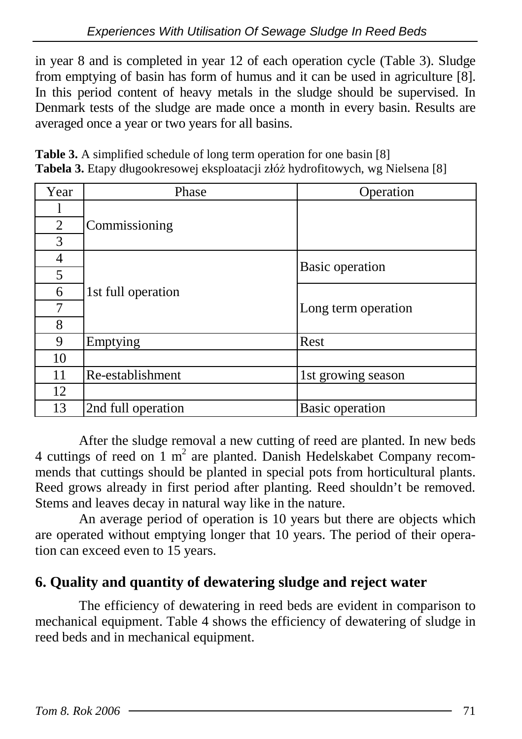in year 8 and is completed in year 12 of each operation cycle (Table 3). Sludge from emptying of basin has form of humus and it can be used in agriculture [8]. In this period content of heavy metals in the sludge should be supervised. In Denmark tests of the sludge are made once a month in every basin. Results are averaged once a year or two years for all basins.

**Table 3.** A simplified schedule of long term operation for one basin [8]
**Tabela 3.** Etapy długookresowej eksploatacji złóż hydrofitowych, wg Nielsena [8]

| Year | Phase | Operation |
|---|---|---|
| l | Commissioning | |
| 2 | | |
| 3 | | |
| 4 | 1st full operation | Basic operation |
| 5 | | |
| 6 | | Long term operation |
| 7 | | |
| 8 | | |
| 9 | Emptying | Rest |
| 10 | | |
| 11 | Re-establishment | 1st growing season |
| 12 | | |
| 13 | 2nd full operation | Basic operation |

After the sludge removal a new cutting of reed are planted. In new beds 4 cuttings of reed on 1 m$^2$ are planted. Danish Hedelskabet Company recommends that cuttings should be planted in special pots from horticultural plants. Reed grows already in first period after planting. Reed shouldn't be removed. Stems and leaves decay in natural way like in the nature.

An average period of operation is 10 years but there are objects which are operated without emptying longer that 10 years. The period of their operation can exceed even to 15 years.

## 6. Quality and quantity of dewatering sludge and reject water

The efficiency of dewatering in reed beds are evident in comparison to mechanical equipment. Table 4 shows the efficiency of dewatering of sludge in reed beds and in mechanical equipment.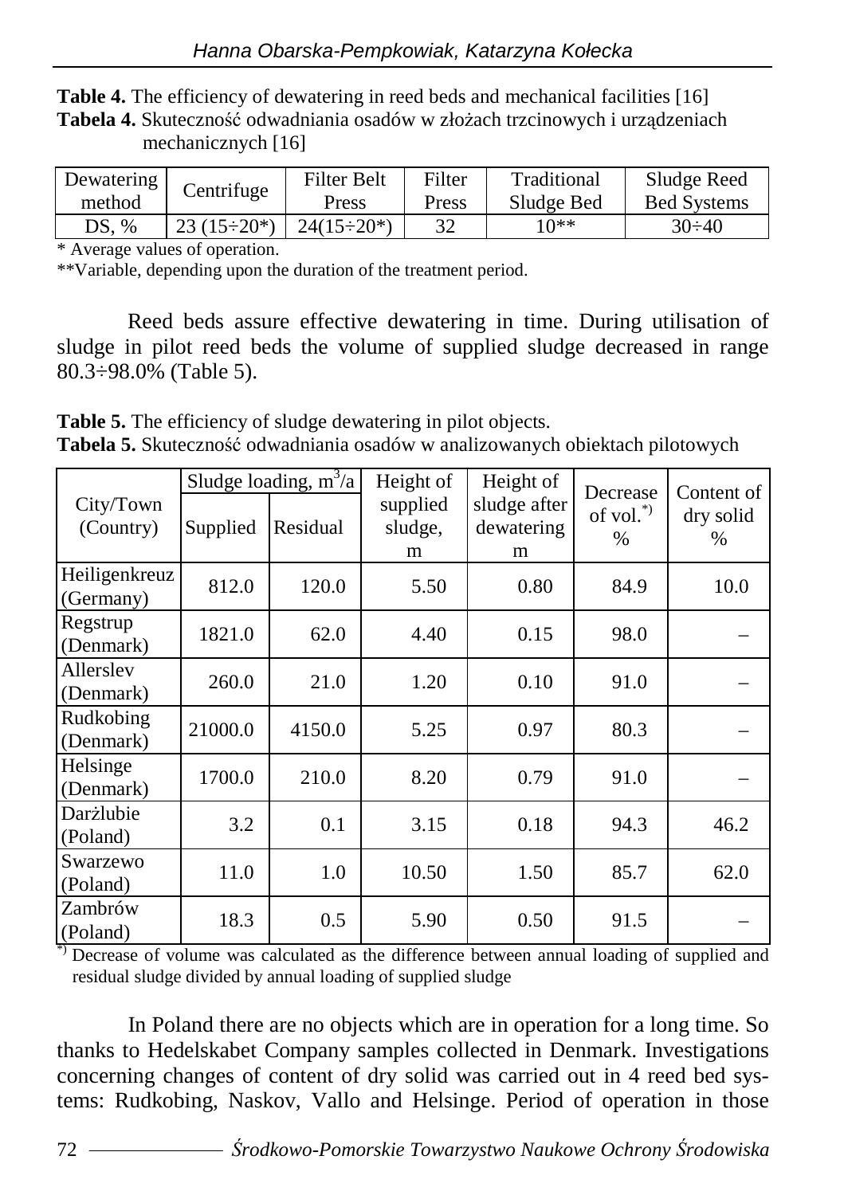**Table 4.** The efficiency of dewatering in reed beds and mechanical facilities [16]
**Tabela 4.** Skuteczność odwadniania osadów w złożach trzcinowych i urządzeniach mechanicznych [16]

| Dewatering method | Centrifuge | Filter Belt Press | Filter Press | Traditional Sludge Bed | Sludge Reed Bed Systems |
|---|---|---|---|---|---|
| DS, % | 23 (15÷20*) | 24(15÷20*) | 32 | 10** | 30÷40 |

\* Average values of operation.
**Variable, depending upon the duration of the treatment period.

Reed beds assure effective dewatering in time. During utilisation of sludge in pilot reed beds the volume of supplied sludge decreased in range 80.3÷98.0% (Table 5).

**Table 5.** The efficiency of sludge dewatering in pilot objects.
**Tabela 5.** Skuteczność odwadniania osadów w analizowanych obiektach pilotowych

| City/Town (Country) | Sludge loading, $m^3$/a | | Height of supplied sludge, m | Height of sludge after dewatering m | Decrease of vol.*) % | Content of dry solid % |
|---|---|---|---|---|---|---|
| | Supplied | Residual | | | | |
| Heiligenkreuz (Germany) | 812.0 | 120.0 | 5.50 | 0.80 | 84.9 | 10.0 |
| Regstrup (Denmark) | 1821.0 | 62.0 | 4.40 | 0.15 | 98.0 | – |
| Allerslev (Denmark) | 260.0 | 21.0 | 1.20 | 0.10 | 91.0 | – |
| Rudkobing (Denmark) | 21000.0 | 4150.0 | 5.25 | 0.97 | 80.3 | – |
| Helsinge (Denmark) | 1700.0 | 210.0 | 8.20 | 0.79 | 91.0 | – |
| Darżlubie (Poland) | 3.2 | 0.1 | 3.15 | 0.18 | 94.3 | 46.2 |
| Swarzewo (Poland) | 11.0 | 1.0 | 10.50 | 1.50 | 85.7 | 62.0 |
| Zambrów (Poland) | 18.3 | 0.5 | 5.90 | 0.50 | 91.5 | – |

*) Decrease of volume was calculated as the difference between annual loading of supplied and residual sludge divided by annual loading of supplied sludge

In Poland there are no objects which are in operation for a long time. So thanks to Hedelskabet Company samples collected in Denmark. Investigations concerning changes of content of dry solid was carried out in 4 reed bed systems: Rudkobing, Naskov, Vallo and Helsinge. Period of operation in those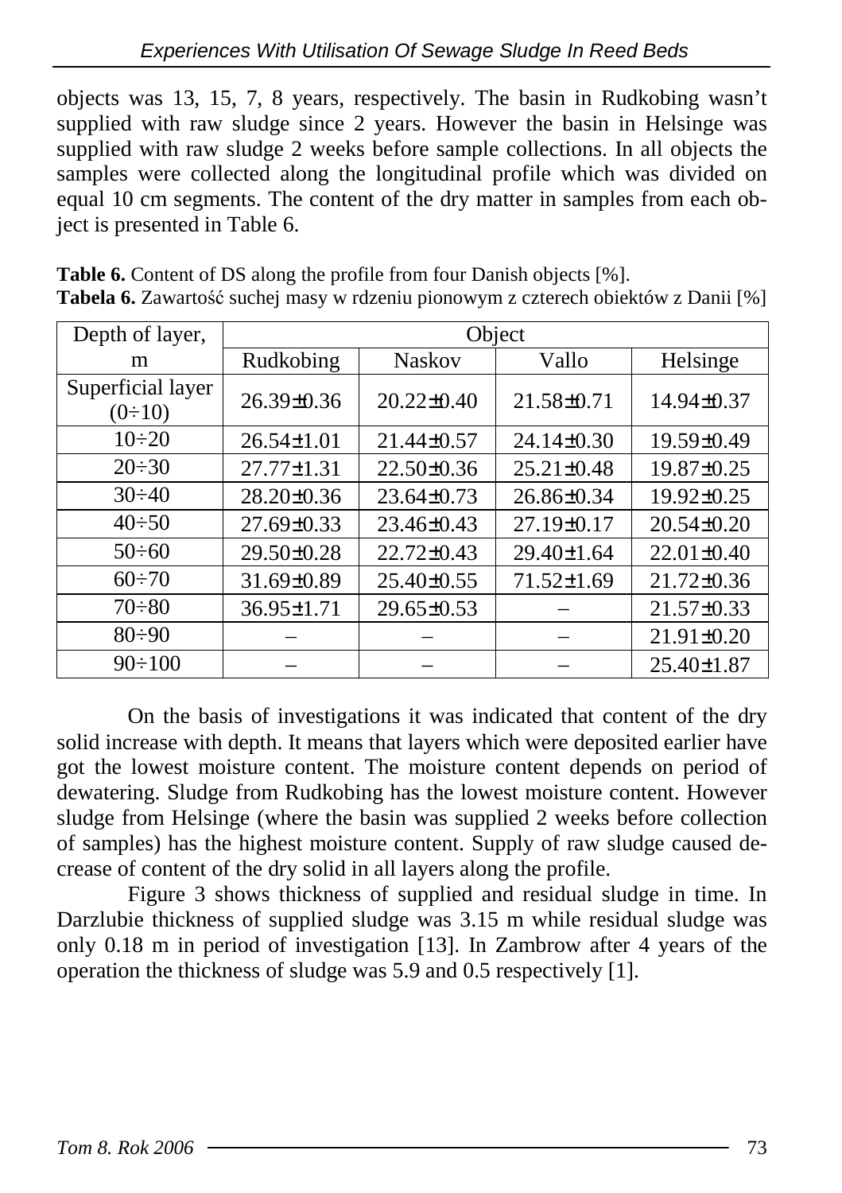objects was 13, 15, 7, 8 years, respectively. The basin in Rudkobing wasn't supplied with raw sludge since 2 years. However the basin in Helsinge was supplied with raw sludge 2 weeks before sample collections. In all objects the samples were collected along the longitudinal profile which was divided on equal 10 cm segments. The content of the dry matter in samples from each object is presented in Table 6.

**Table 6.** Content of DS along the profile from four Danish objects [%].
**Tabela 6.** Zawartość suchej masy w rdzeniu pionowym z czterech obiektów z Danii [%]

| Depth of layer, m | Object | | | |
|---|---|---|---|---|
| | Rudkobing | Naskov | Vallo | Helsinge |
| Superficial layer (0÷10) | 26.39±0.36 | 20.22±0.40 | 21.58±0.71 | 14.94±0.37 |
| 10÷20 | 26.54±1.01 | 21.44±0.57 | 24.14±0.30 | 19.59±0.49 |
| 20÷30 | 27.77±1.31 | 22.50±0.36 | 25.21±0.48 | 19.87±0.25 |
| 30÷40 | 28.20±0.36 | 23.64±0.73 | 26.86±0.34 | 19.92±0.25 |
| 40÷50 | 27.69±0.33 | 23.46±0.43 | 27.19±0.17 | 20.54±0.20 |
| 50÷60 | 29.50±0.28 | 22.72±0.43 | 29.40±1.64 | 22.01±0.40 |
| 60÷70 | 31.69±0.89 | 25.40±0.55 | 71.52±1.69 | 21.72±0.36 |
| 70÷80 | 36.95±1.71 | 29.65±0.53 | – | 21.57±0.33 |
| 80÷90 | – | – | – | 21.91±0.20 |
| 90÷100 | – | – | – | 25.40±1.87 |

On the basis of investigations it was indicated that content of the dry solid increase with depth. It means that layers which were deposited earlier have got the lowest moisture content. The moisture content depends on period of dewatering. Sludge from Rudkobing has the lowest moisture content. However sludge from Helsinge (where the basin was supplied 2 weeks before collection of samples) has the highest moisture content. Supply of raw sludge caused decrease of content of the dry solid in all layers along the profile.

Figure 3 shows thickness of supplied and residual sludge in time. In Darzlubie thickness of supplied sludge was 3.15 m while residual sludge was only 0.18 m in period of investigation [13]. In Zambrow after 4 years of the operation the thickness of sludge was 5.9 and 0.5 respectively [1].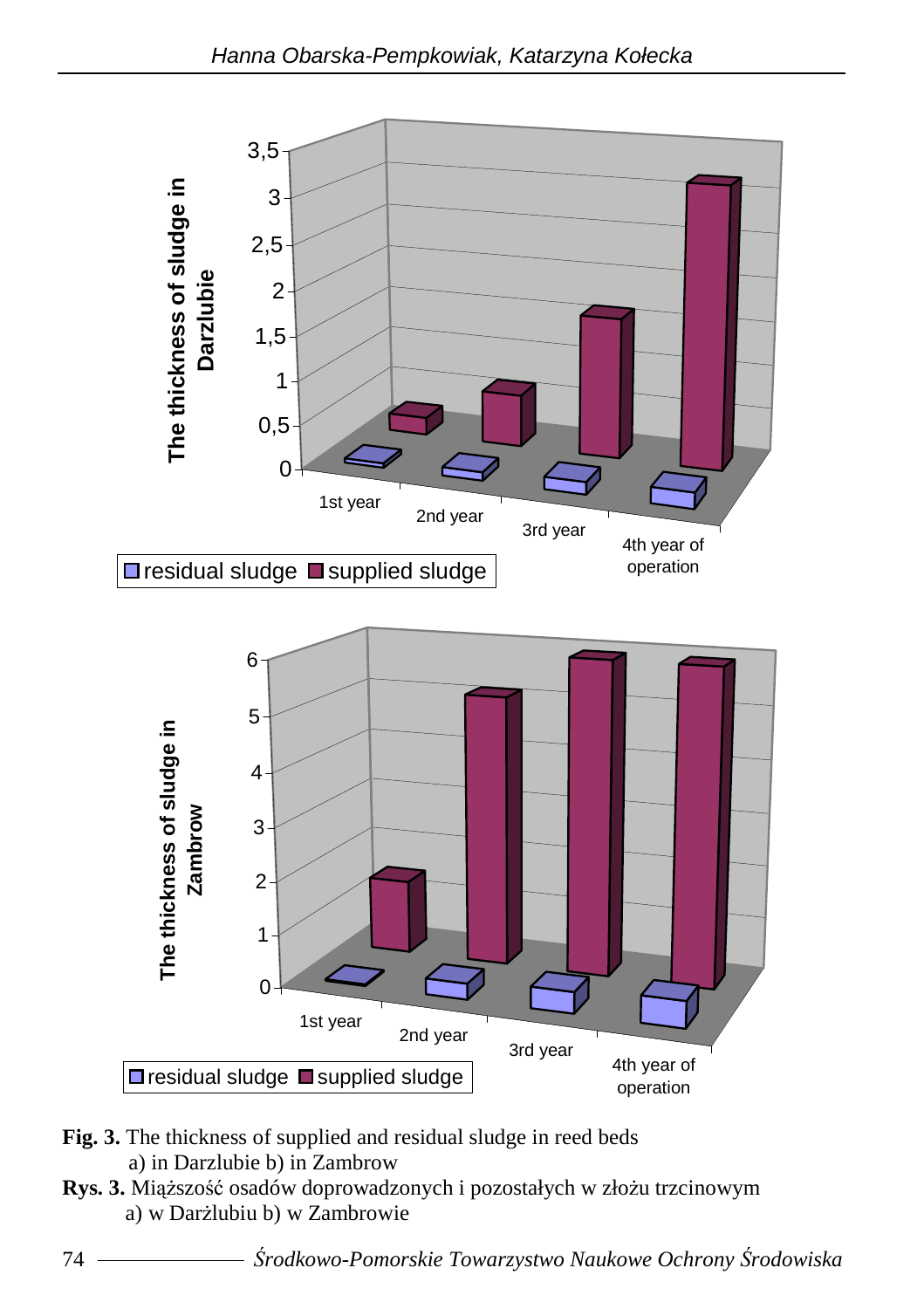**Fig. 3.** The thickness of supplied and residual sludge in reed beds
a) in Darzlubie b) in Zambrow

**Rys. 3.** Miąższość osadów doprowadzonych i pozostałych w złożu trzcinowym
a) w Darżlubiu b) w Zambrowie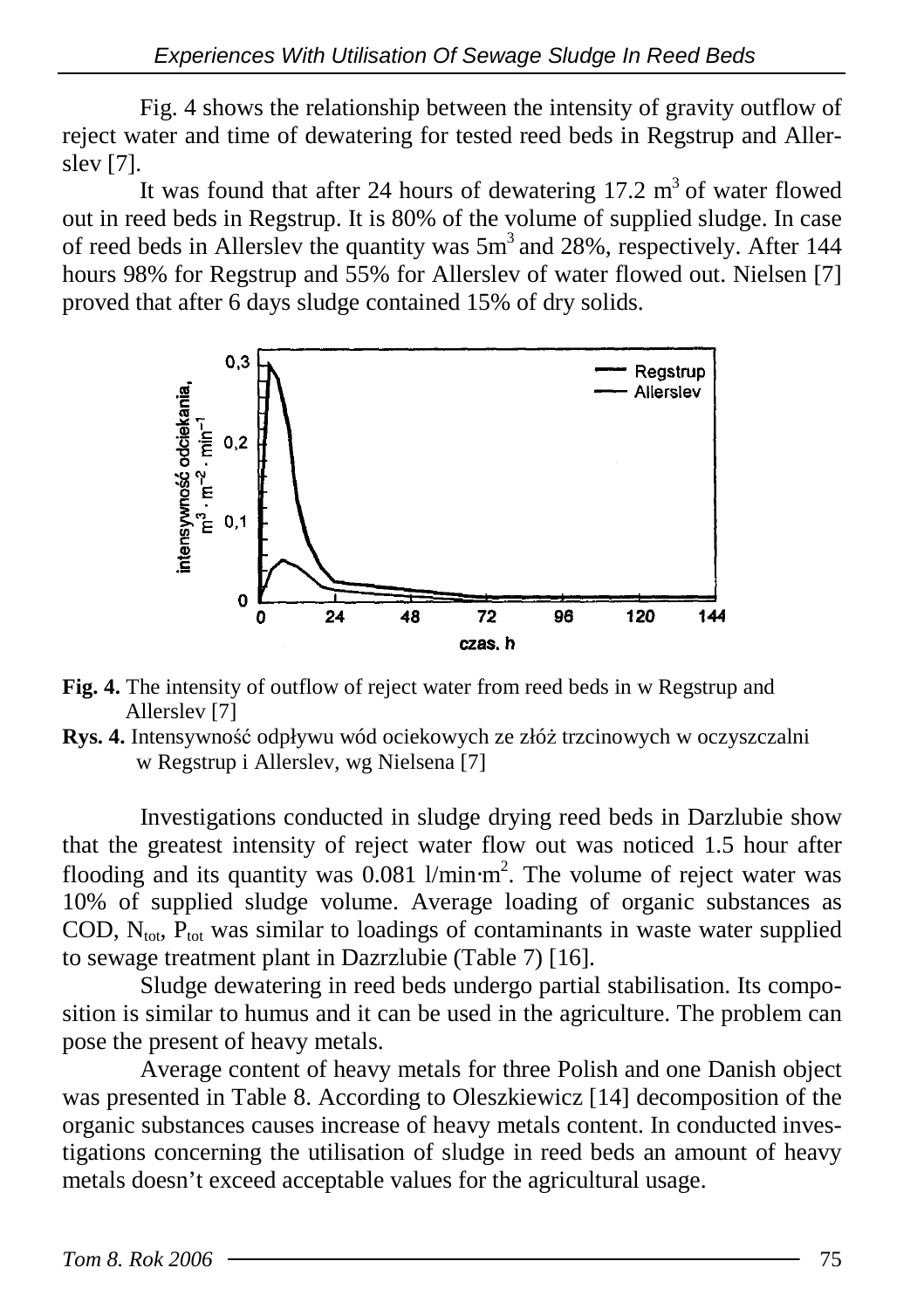Fig. 4 shows the relationship between the intensity of gravity outflow of reject water and time of dewatering for tested reed beds in Regstrup and Allerslev [7].

It was found that after 24 hours of dewatering 17.2 $m^3$ of water flowed out in reed beds in Regstrup. It is 80% of the volume of supplied sludge. In case of reed beds in Allerslev the quantity was 5$m^3$ and 28%, respectively. After 144 hours 98% for Regstrup and 55% for Allerslev of water flowed out. Nielsen [7] proved that after 6 days sludge contained 15% of dry solids.

**Fig. 4.** The intensity of outflow of reject water from reed beds in w Regstrup and Allerslev [7]

**Rys. 4.** Intensywność odpływu wód ociekowych ze złóż trzcinowych w oczyszczalni w Regstrup i Allerslev, wg Nielsena [7]

Investigations conducted in sludge drying reed beds in Darzlubie show that the greatest intensity of reject water flow out was noticed 1.5 hour after flooding and its quantity was 0.081 l/min·$m^2$. The volume of reject water was 10% of supplied sludge volume. Average loading of organic substances as COD, $N_{tot}$, $P_{tot}$ was similar to loadings of contaminants in waste water supplied to sewage treatment plant in Dazrzlubie (Table 7) [16].

Sludge dewatering in reed beds undergo partial stabilisation. Its composition is similar to humus and it can be used in the agriculture. The problem can pose the present of heavy metals.

Average content of heavy metals for three Polish and one Danish object was presented in Table 8. According to Oleszkiewicz [14] decomposition of the organic substances causes increase of heavy metals content. In conducted investigations concerning the utilisation of sludge in reed beds an amount of heavy metals doesn't exceed acceptable values for the agricultural usage.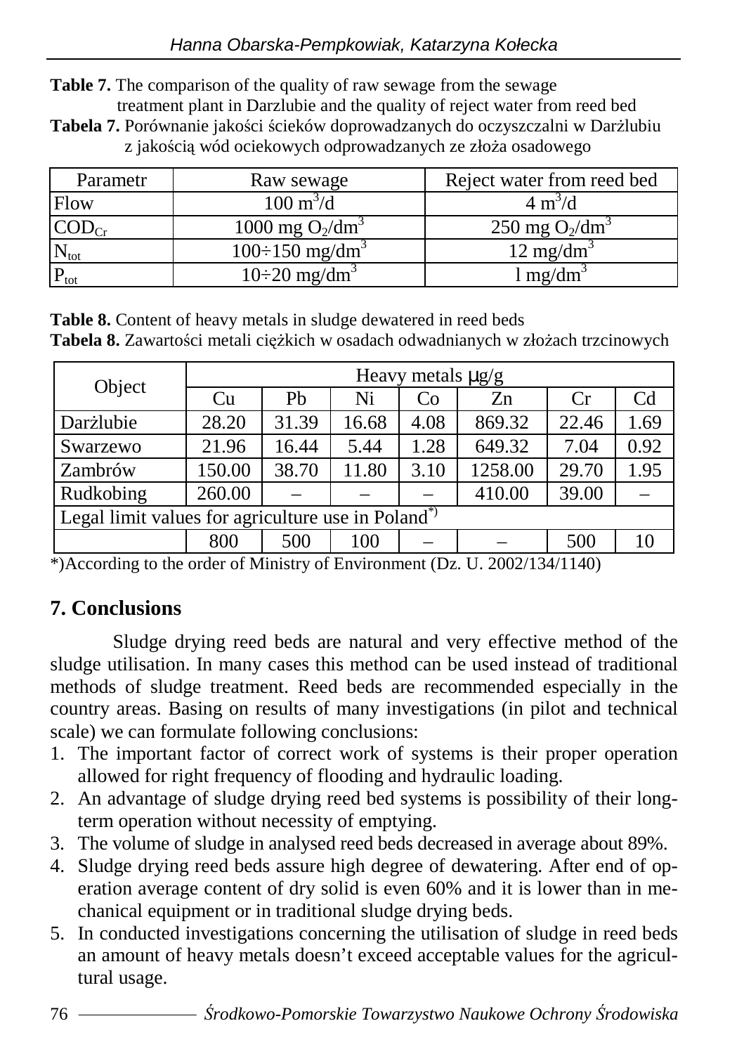**Table 7.** The comparison of the quality of raw sewage from the sewage treatment plant in Darzlubie and the quality of reject water from reed bed

**Tabela 7.** Porównanie jakości ścieków doprowadzanych do oczyszczalni w Darżlubiu z jakością wód ociekowych odprowadzanych ze złoża osadowego

| Parametr | Raw sewage | Reject water from reed bed |
|---|---|---|
| Flow | 100 $m^3/d$ | 4 $m^3/d$ |
| $COD_{Cr}$ | 1000 mg $O_2/dm^3$ | 250 mg $O_2/dm^3$ |
| $N_{tot}$ | 100÷150 $mg/dm^3$ | 12 $mg/dm^3$ |
| $P_{tot}$ | 10÷20 $mg/dm^3$ | l $mg/dm^3$ |

**Table 8.** Content of heavy metals in sludge dewatered in reed beds

**Tabela 8.** Zawartości metali ciężkich w osadach odwadnianych w złożach trzcinowych

| Object | Heavy metals μg/g | | | | | | |
|---|---|---|---|---|---|---|---|
| | Cu | Pb | Ni | Co | Zn | Cr | Cd |
| Darżlubie | 28.20 | 31.39 | 16.68 | 4.08 | 869.32 | 22.46 | 1.69 |
| Swarzewo | 21.96 | 16.44 | 5.44 | 1.28 | 649.32 | 7.04 | 0.92 |
| Zambrów | 150.00 | 38.70 | 11.80 | 3.10 | 1258.00 | 29.70 | 1.95 |
| Rudkobing | 260.00 | – | – | – | 410.00 | 39.00 | – |
| Legal limit values for agriculture use in Poland*) | | | | | | | |
| | 800 | 500 | 100 | – | – | 500 | 10 |

*)According to the order of Ministry of Environment (Dz. U. 2002/134/1140)

## 7. Conclusions

Sludge drying reed beds are natural and very effective method of the sludge utilisation. In many cases this method can be used instead of traditional methods of sludge treatment. Reed beds are recommended especially in the country areas. Basing on results of many investigations (in pilot and technical scale) we can formulate following conclusions:

1. The important factor of correct work of systems is their proper operation allowed for right frequency of flooding and hydraulic loading.
2. An advantage of sludge drying reed bed systems is possibility of their long-term operation without necessity of emptying.
3. The volume of sludge in analysed reed beds decreased in average about 89%.
4. Sludge drying reed beds assure high degree of dewatering. After end of operation average content of dry solid is even 60% and it is lower than in mechanical equipment or in traditional sludge drying beds.
5. In conducted investigations concerning the utilisation of sludge in reed beds an amount of heavy metals doesn't exceed acceptable values for the agricultural usage.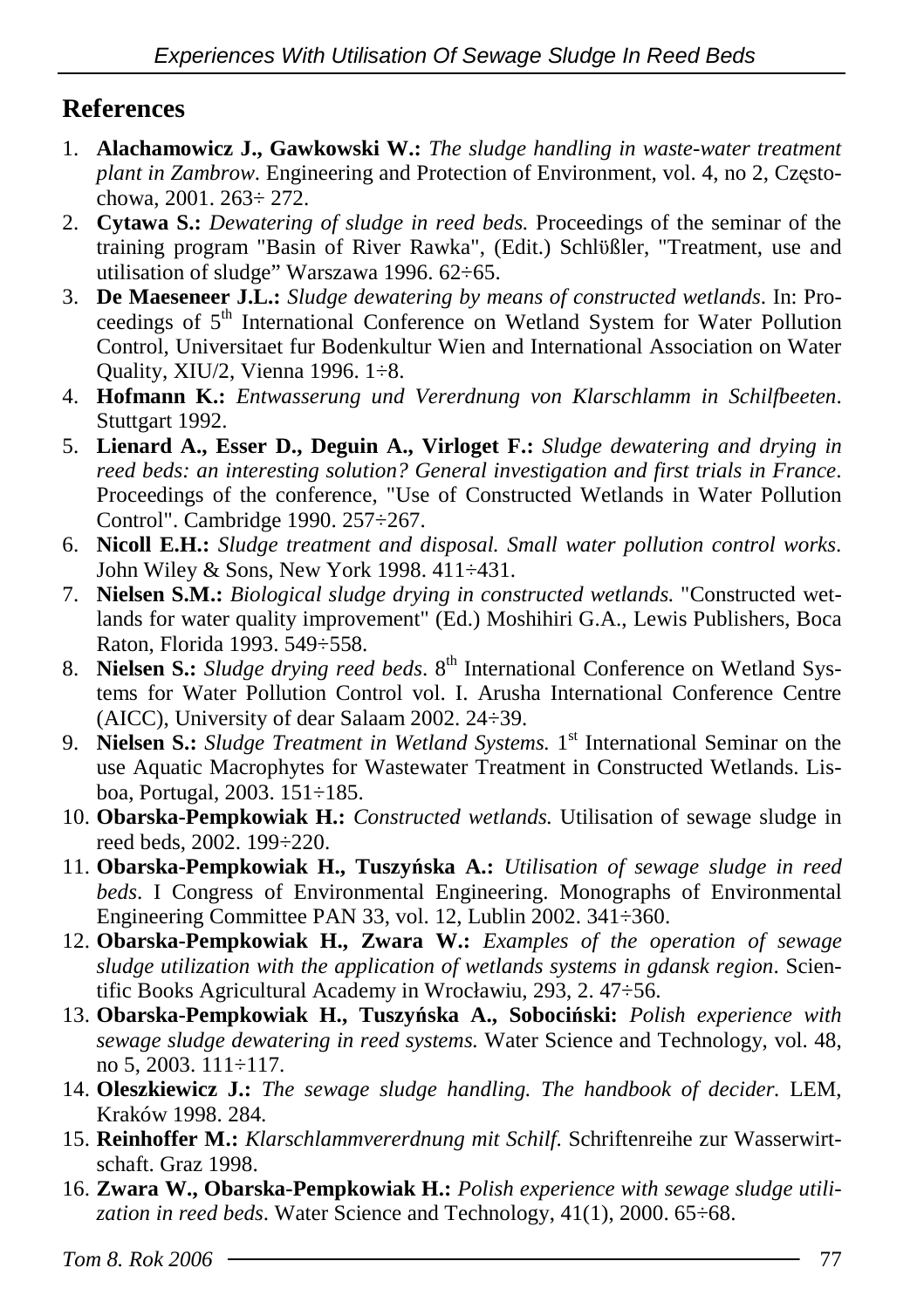## References

1. **Alachamowicz J., Gawkowski W.:** *The sludge handling in waste-water treatment plant in Zambrow*. Engineering and Protection of Environment, vol. 4, no 2, Częstochowa, 2001. 263÷ 272.
2. **Cytawa S.:** *Dewatering of sludge in reed beds.* Proceedings of the seminar of the training program "Basin of River Rawka", (Edit.) Schlüßler, "Treatment, use and utilisation of sludge" Warszawa 1996. 62÷65.
3. **De Maeseneer J.L.:** *Sludge dewatering by means of constructed wetlands*. In: Proceedings of 5th International Conference on Wetland System for Water Pollution Control, Universitaet fur Bodenkultur Wien and International Association on Water Quality, XIU/2, Vienna 1996. 1÷8.
4. **Hofmann K.:** *Entwasserung und Vererdnung von Klarschlamm in Schilfbeeten*. Stuttgart 1992.
5. **Lienard A., Esser D., Deguin A., Virloget F.:** *Sludge dewatering and drying in reed beds: an interesting solution? General investigation and first trials in France*. Proceedings of the conference, "Use of Constructed Wetlands in Water Pollution Control". Cambridge 1990. 257÷267.
6. **Nicoll E.H.:** *Sludge treatment and disposal. Small water pollution control works*. John Wiley & Sons, New York 1998. 411÷431.
7. **Nielsen S.M.:** *Biological sludge drying in constructed wetlands.* "Constructed wetlands for water quality improvement" (Ed.) Moshihiri G.A., Lewis Publishers, Boca Raton, Florida 1993. 549÷558.
8. **Nielsen S.:** *Sludge drying reed beds*. 8th International Conference on Wetland Systems for Water Pollution Control vol. I. Arusha International Conference Centre (AICC), University of dear Salaam 2002. 24÷39.
9. **Nielsen S.:** *Sludge Treatment in Wetland Systems.* 1st International Seminar on the use Aquatic Macrophytes for Wastewater Treatment in Constructed Wetlands. Lisboa, Portugal, 2003. 151÷185.
10. **Obarska-Pempkowiak H.:** *Constructed wetlands.* Utilisation of sewage sludge in reed beds, 2002. 199÷220.
11. **Obarska-Pempkowiak H., Tuszyńska A.:** *Utilisation of sewage sludge in reed beds*. I Congress of Environmental Engineering. Monographs of Environmental Engineering Committee PAN 33, vol. 12, Lublin 2002. 341÷360.
12. **Obarska-Pempkowiak H., Zwara W.:** *Examples of the operation of sewage sludge utilization with the application of wetlands systems in gdansk region*. Scientific Books Agricultural Academy in Wrocławiu, 293, 2. 47÷56.
13. **Obarska-Pempkowiak H., Tuszyńska A., Sobociński:** *Polish experience with sewage sludge dewatering in reed systems.* Water Science and Technology, vol. 48, no 5, 2003. 111÷117.
14. **Oleszkiewicz J.:** *The sewage sludge handling. The handbook of decider.* LEM, Kraków 1998. 284.
15. **Reinhoffer M.:** *Klarschlammvererdnung mit Schilf*. Schriftenreihe zur Wasserwirtschaft. Graz 1998.
16. **Zwara W., Obarska-Pempkowiak H.:** *Polish experience with sewage sludge utilization in reed beds*. Water Science and Technology, 41(1), 2000. 65÷68.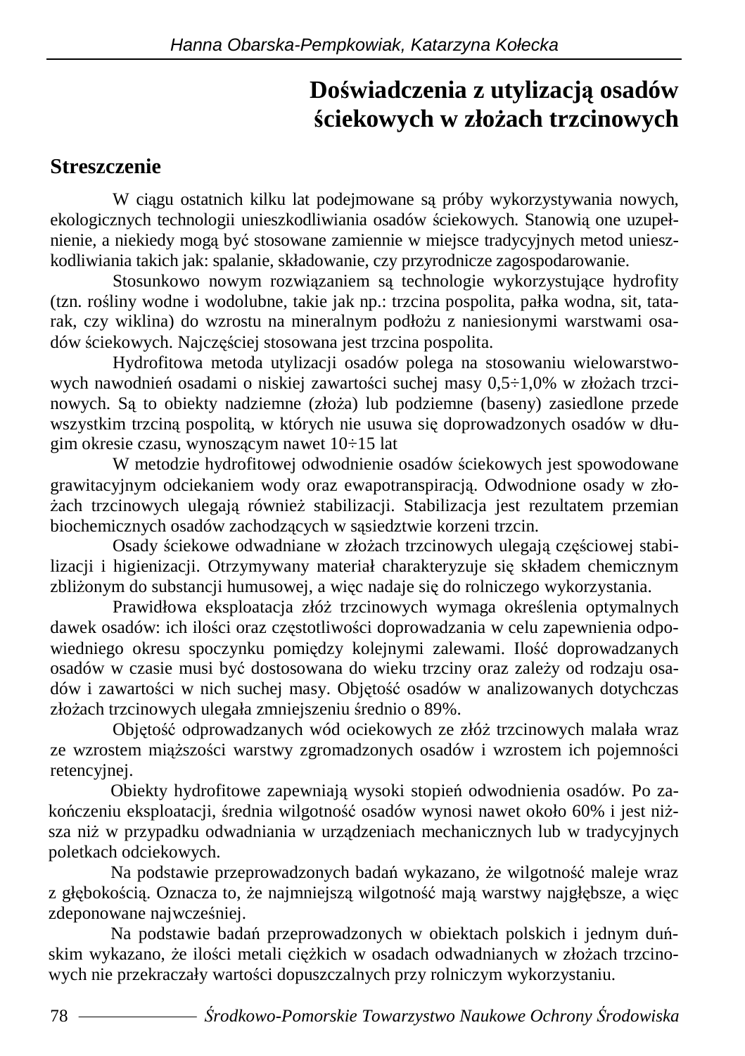# Doświadczenia z utylizacją osadów ściekowych w złożach trzcinowych

## Streszczenie

W ciągu ostatnich kilku lat podejmowane są próby wykorzystywania nowych, ekologicznych technologii unieszkodliwiania osadów ściekowych. Stanowią one uzupełnienie, a niekiedy mogą być stosowane zamiennie w miejsce tradycyjnych metod unieszkodliwiania takich jak: spalanie, składowanie, czy przyrodnicze zagospodarowanie.

Stosunkowo nowym rozwiązaniem są technologie wykorzystujące hydrofity (tzn. rośliny wodne i wodolubne, takie jak np.: trzcina pospolita, pałka wodna, sit, tatarak, czy wiklina) do wzrostu na mineralnym podłożu z naniesionymi warstwami osadów ściekowych. Najczęściej stosowana jest trzcina pospolita.

Hydrofitowa metoda utylizacji osadów polega na stosowaniu wielowarstwowych nawodnień osadami o niskiej zawartości suchej masy 0,5÷1,0% w złożach trzcinowych. Są to obiekty nadziemne (złoża) lub podziemne (baseny) zasiedlone przede wszystkim trzciną pospolitą, w których nie usuwa się doprowadzonych osadów w długim okresie czasu, wynoszącym nawet 10÷15 lat

W metodzie hydrofitowej odwodnienie osadów ściekowych jest spowodowane grawitacyjnym odciekaniem wody oraz ewapotranspiracją. Odwodnione osady w złożach trzcinowych ulegają również stabilizacji. Stabilizacja jest rezultatem przemian biochemicznych osadów zachodzących w sąsiedztwie korzeni trzcin.

Osady ściekowe odwadniane w złożach trzcinowych ulegają częściowej stabilizacji i higienizacji. Otrzymywany materiał charakteryzuje się składem chemicznym zbliżonym do substancji humusowej, a więc nadaje się do rolniczego wykorzystania.

Prawidłowa eksploatacja złóż trzcinowych wymaga określenia optymalnych dawek osadów: ich ilości oraz częstotliwości doprowadzania w celu zapewnienia odpowiedniego okresu spoczynku pomiędzy kolejnymi zalewami. Ilość doprowadzanych osadów w czasie musi być dostosowana do wieku trzciny oraz zależy od rodzaju osadów i zawartości w nich suchej masy. Objętość osadów w analizowanych dotychczas złożach trzcinowych ulegała zmniejszeniu średnio o 89%.

Objętość odprowadzanych wód ociekowych ze złóż trzcinowych malała wraz ze wzrostem miąższości warstwy zgromadzonych osadów i wzrostem ich pojemności retencyjnej.

Obiekty hydrofitowe zapewniają wysoki stopień odwodnienia osadów. Po zakończeniu eksploatacji, średnia wilgotność osadów wynosi nawet około 60% i jest niższa niż w przypadku odwadniania w urządzeniach mechanicznych lub w tradycyjnych poletkach odciekowych.

Na podstawie przeprowadzonych badań wykazano, że wilgotność maleje wraz z głębokością. Oznacza to, że najmniejszą wilgotność mają warstwy najgłębsze, a więc zdeponowane najwcześniej.

Na podstawie badań przeprowadzonych w obiektach polskich i jednym duńskim wykazano, że ilości metali ciężkich w osadach odwadnianych w złożach trzcinowych nie przekraczały wartości dopuszczalnych przy rolniczym wykorzystaniu.